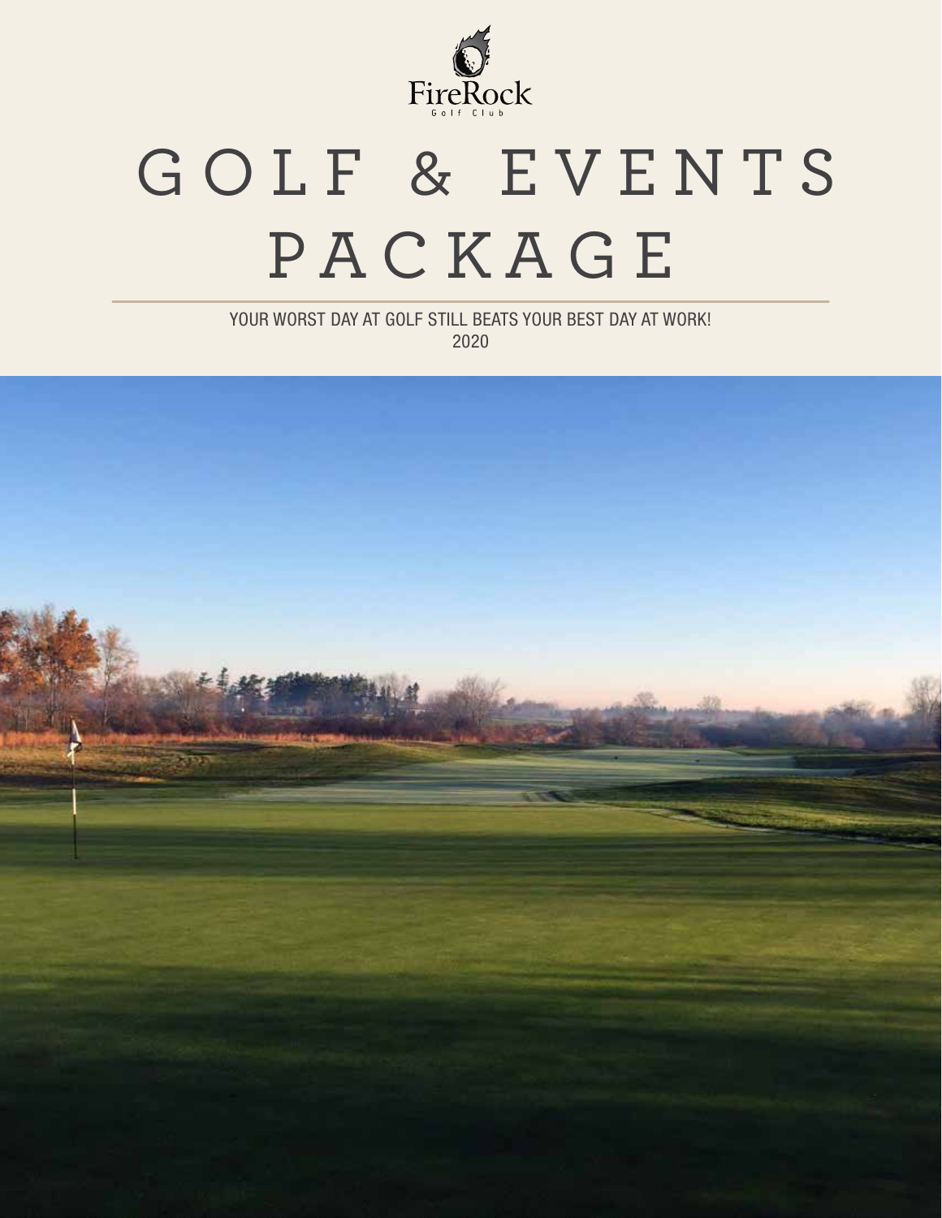FireRock

Golf Club

# GOLF & EVENTS PACKAGE

YOUR WORST DAY AT GOLF STILL BEATS YOUR BEST DAY AT WORK!

2020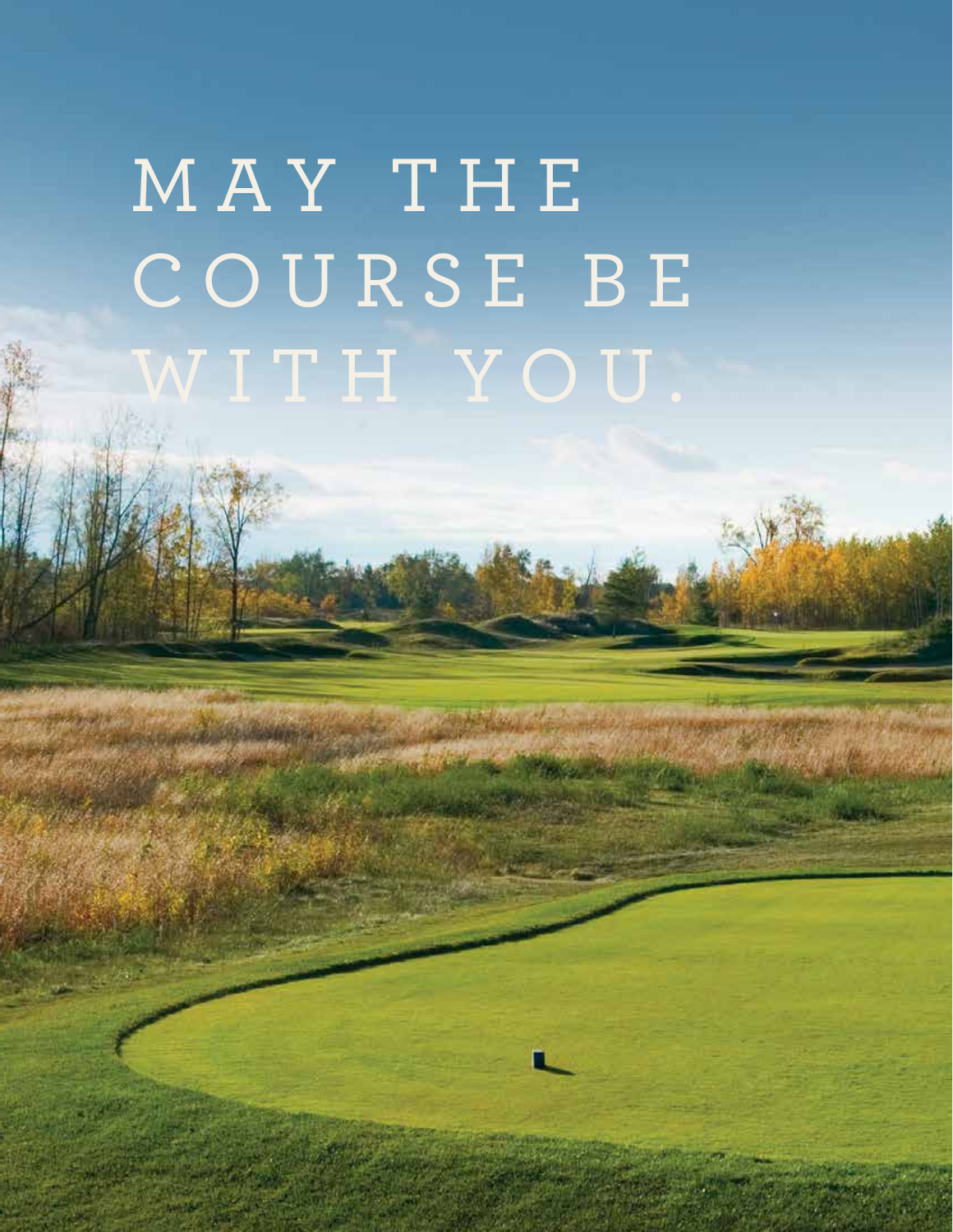# MAY THE COURSE BE WITH YOU.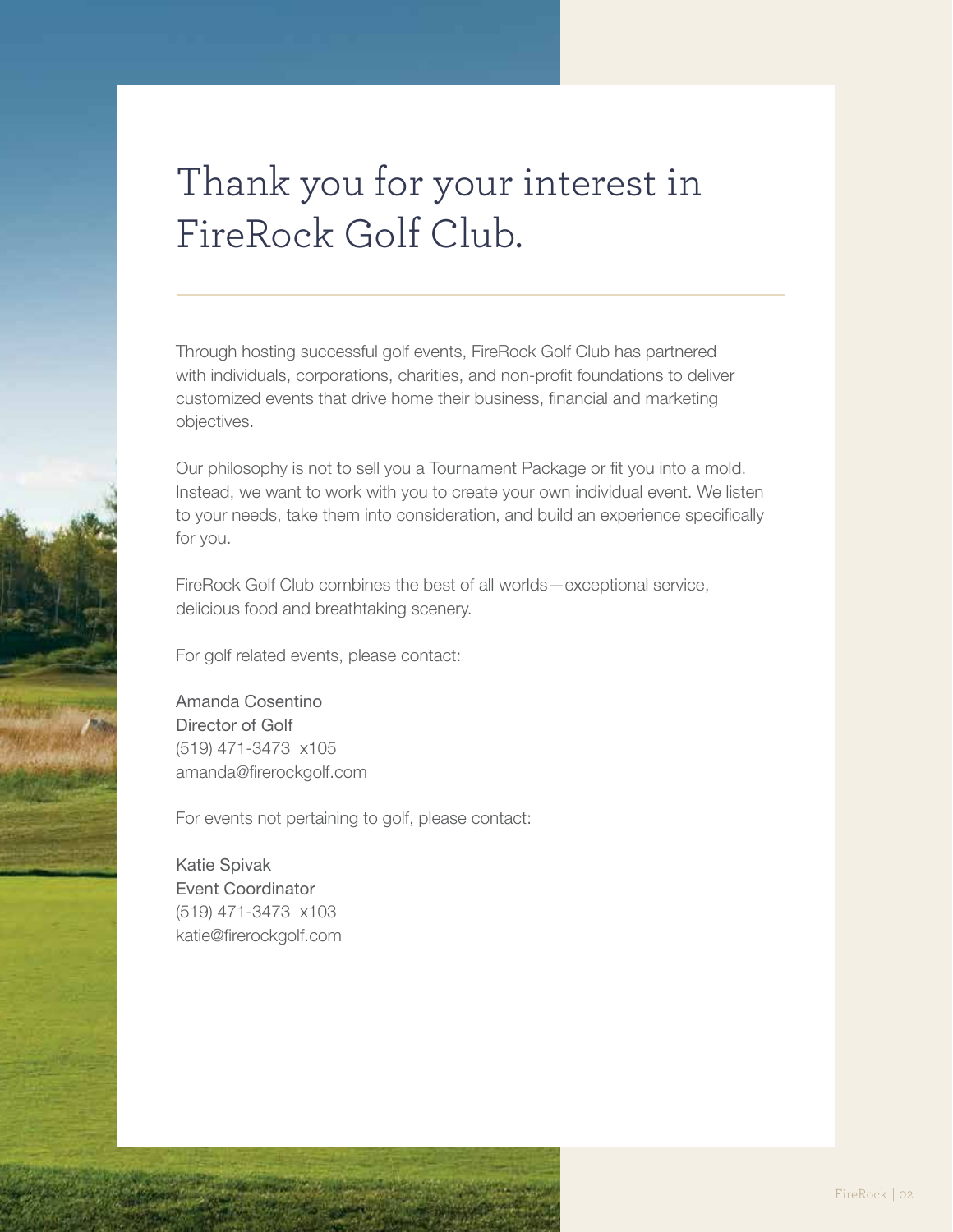# Thank you for your interest in FireRock Golf Club.

Through hosting successful golf events, FireRock Golf Club has partnered with individuals, corporations, charities, and non-profit foundations to deliver customized events that drive home their business, financial and marketing objectives.

Our philosophy is not to sell you a Tournament Package or fit you into a mold. Instead, we want to work with you to create your own individual event. We listen to your needs, take them into consideration, and build an experience specifically for you.

FireRock Golf Club combines the best of all worlds—exceptional service, delicious food and breathtaking scenery.

For golf related events, please contact:

Amanda Cosentino
Director of Golf
(519) 471-3473 x105
amanda@firerockgolf.com

For events not pertaining to golf, please contact:

Katie Spivak
Event Coordinator
(519) 471-3473 x103
katie@firerockgolf.com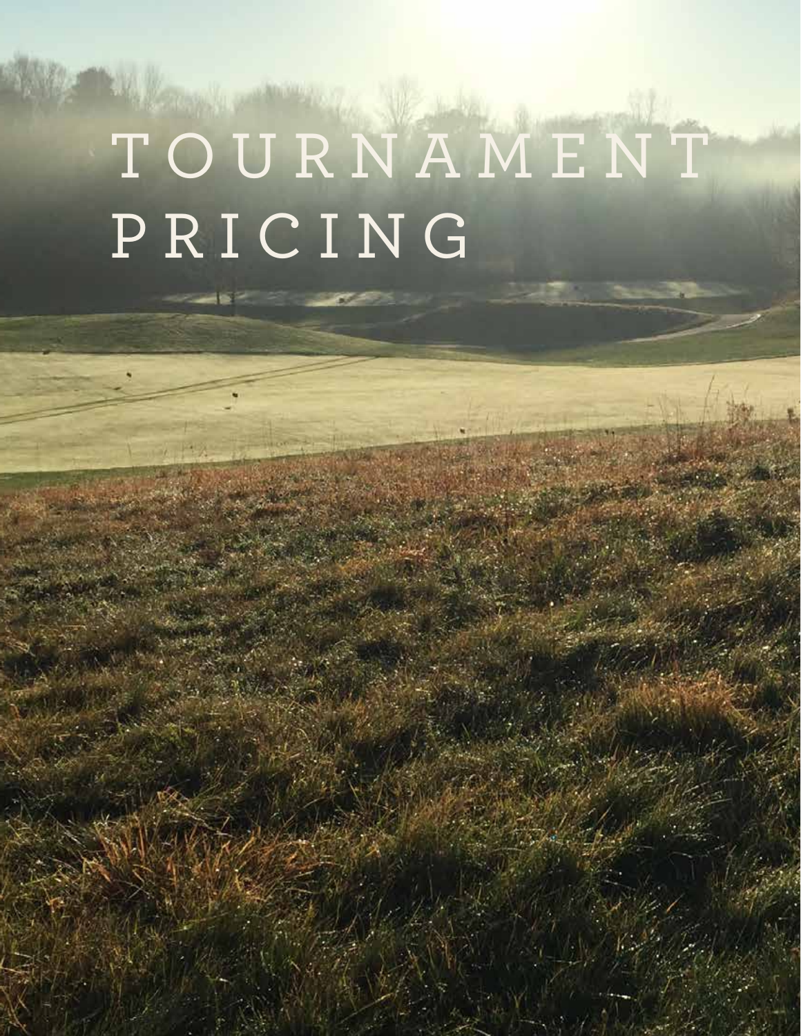# TOURNAMENT PRICING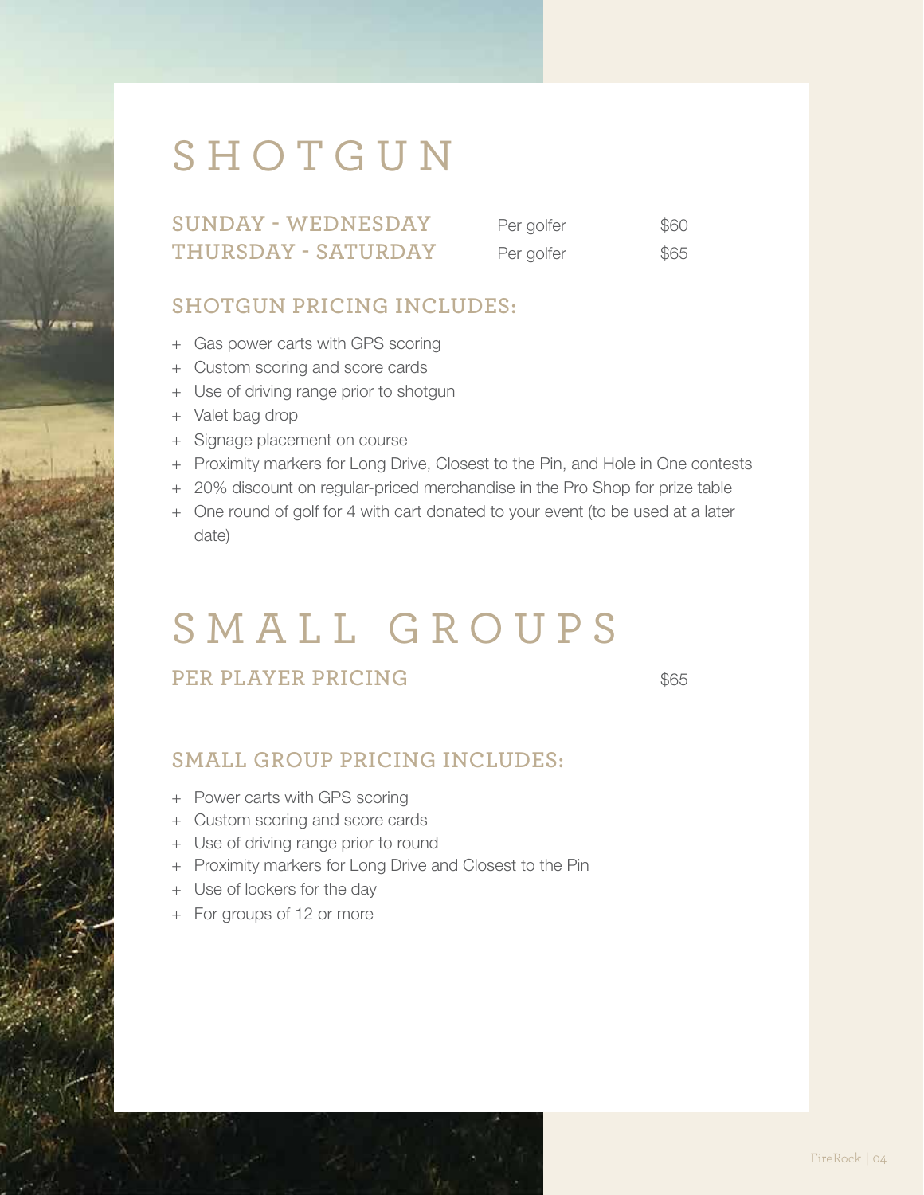# SHOTGUN

| | | |
|---|---|---|
| SUNDAY - WEDNESDAY | Per golfer | $60 |
| THURSDAY - SATURDAY | Per golfer | $65 |

## SHOTGUN PRICING INCLUDES:

+ Gas power carts with GPS scoring
+ Custom scoring and score cards
+ Use of driving range prior to shotgun
+ Valet bag drop
+ Signage placement on course
+ Proximity markers for Long Drive, Closest to the Pin, and Hole in One contests
+ 20% discount on regular-priced merchandise in the Pro Shop for prize table
+ One round of golf for 4 with cart donated to your event (to be used at a later date)

# SMALL GROUPS

| | |
|---|---|
| PER PLAYER PRICING | $65 |

## SMALL GROUP PRICING INCLUDES:

+ Power carts with GPS scoring
+ Custom scoring and score cards
+ Use of driving range prior to round
+ Proximity markers for Long Drive and Closest to the Pin
+ Use of lockers for the day
+ For groups of 12 or more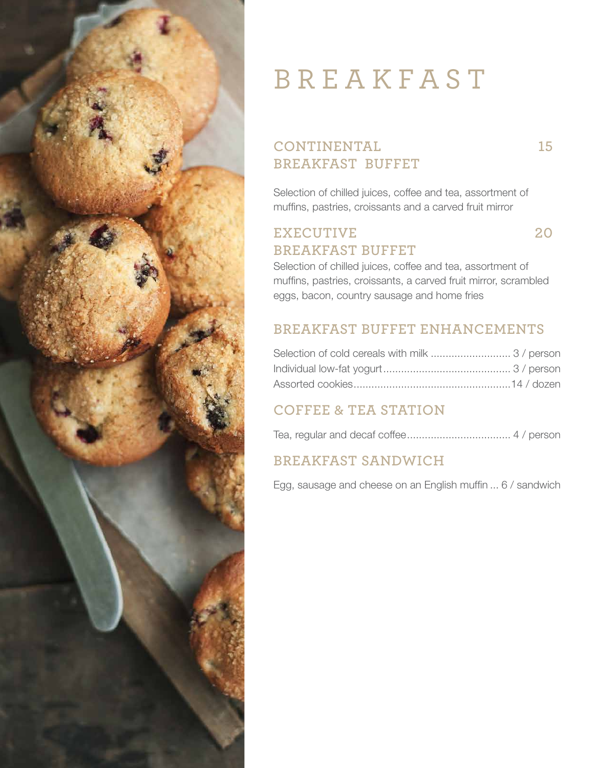# BREAKFAST

## CONTINENTAL BREAKFAST BUFFET — 15

Selection of chilled juices, coffee and tea, assortment of muffins, pastries, croissants and a carved fruit mirror

## EXECUTIVE BREAKFAST BUFFET — 20

Selection of chilled juices, coffee and tea, assortment of muffins, pastries, croissants, a carved fruit mirror, scrambled eggs, bacon, country sausage and home fries

## BREAKFAST BUFFET ENHANCEMENTS

Selection of cold cereals with milk ........................... 3 / person
Individual low-fat yogurt........................................... 3 / person
Assorted cookies.....................................................14 / dozen

## COFFEE & TEA STATION

Tea, regular and decaf coffee................................... 4 / person

## BREAKFAST SANDWICH

Egg, sausage and cheese on an English muffin ... 6 / sandwich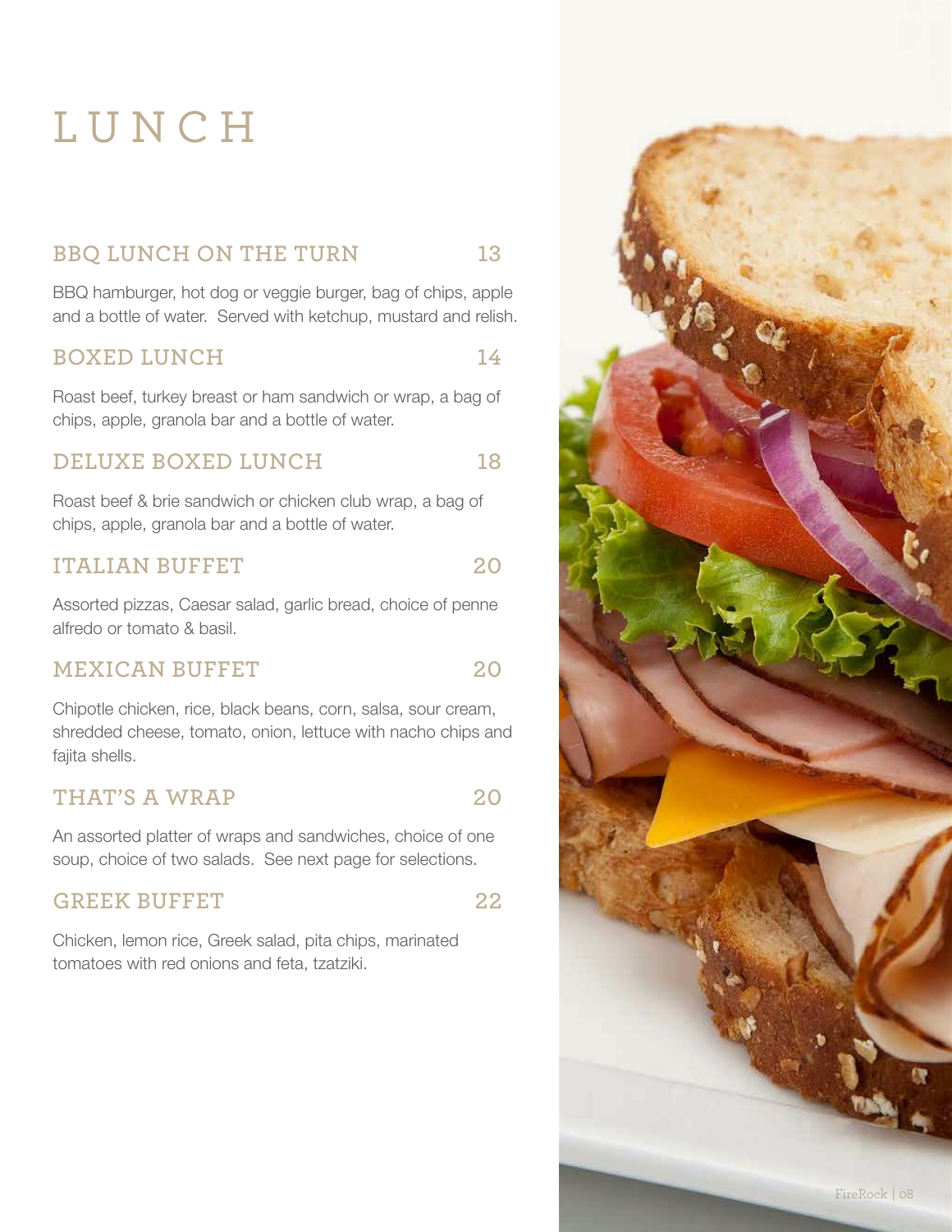# LUNCH

## BBQ LUNCH ON THE TURN 13

BBQ hamburger, hot dog or veggie burger, bag of chips, apple and a bottle of water. Served with ketchup, mustard and relish.

## BOXED LUNCH 14

Roast beef, turkey breast or ham sandwich or wrap, a bag of chips, apple, granola bar and a bottle of water.

## DELUXE BOXED LUNCH 18

Roast beef & brie sandwich or chicken club wrap, a bag of chips, apple, granola bar and a bottle of water.

## ITALIAN BUFFET 20

Assorted pizzas, Caesar salad, garlic bread, choice of penne alfredo or tomato & basil.

## MEXICAN BUFFET 20

Chipotle chicken, rice, black beans, corn, salsa, sour cream, shredded cheese, tomato, onion, lettuce with nacho chips and fajita shells.

## THAT'S A WRAP 20

An assorted platter of wraps and sandwiches, choice of one soup, choice of two salads. See next page for selections.

## GREEK BUFFET 22

Chicken, lemon rice, Greek salad, pita chips, marinated tomatoes with red onions and feta, tzatziki.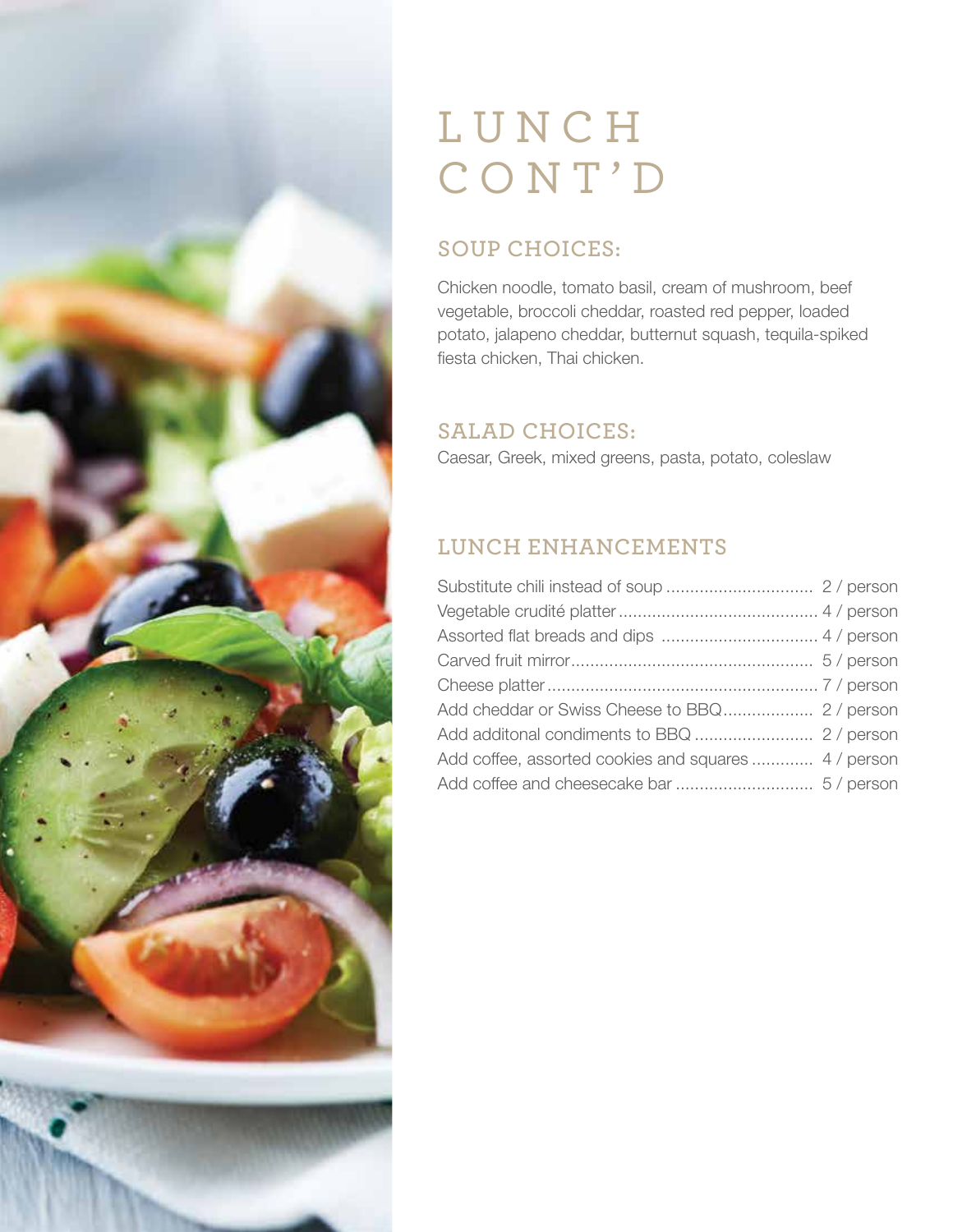# LUNCH CONT'D

## SOUP CHOICES:

Chicken noodle, tomato basil, cream of mushroom, beef vegetable, broccoli cheddar, roasted red pepper, loaded potato, jalapeno cheddar, butternut squash, tequila-spiked fiesta chicken, Thai chicken.

## SALAD CHOICES:

Caesar, Greek, mixed greens, pasta, potato, coleslaw

## LUNCH ENHANCEMENTS

| Item | Price |
|---|---|
| Substitute chili instead of soup | 2 / person |
| Vegetable crudité platter | 4 / person |
| Assorted flat breads and dips | 4 / person |
| Carved fruit mirror | 5 / person |
| Cheese platter | 7 / person |
| Add cheddar or Swiss Cheese to BBQ | 2 / person |
| Add additonal condiments to BBQ | 2 / person |
| Add coffee, assorted cookies and squares | 4 / person |
| Add coffee and cheesecake bar | 5 / person |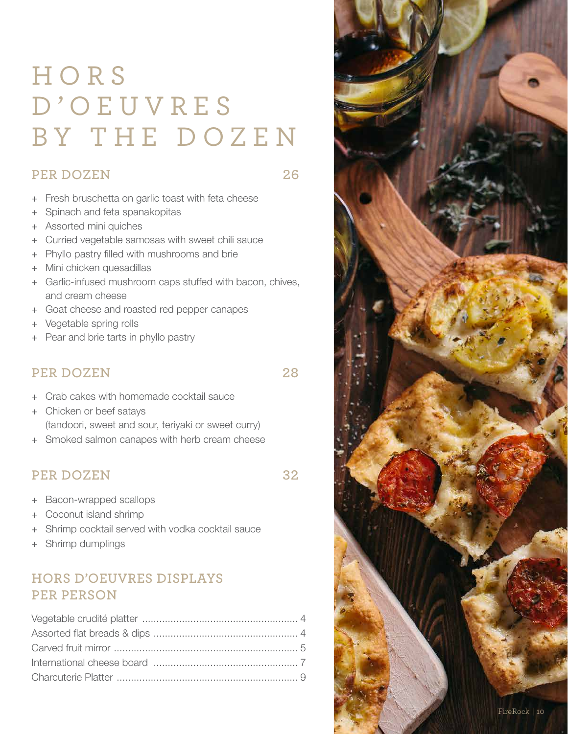# HORS D'OEUVRES BY THE DOZEN

## PER DOZEN 26

- Fresh bruschetta on garlic toast with feta cheese
- Spinach and feta spanakopitas
- Assorted mini quiches
- Curried vegetable samosas with sweet chili sauce
- Phyllo pastry filled with mushrooms and brie
- Mini chicken quesadillas
- Garlic-infused mushroom caps stuffed with bacon, chives, and cream cheese
- Goat cheese and roasted red pepper canapes
- Vegetable spring rolls
- Pear and brie tarts in phyllo pastry

## PER DOZEN 28

- Crab cakes with homemade cocktail sauce
- Chicken or beef satays
  (tandoori, sweet and sour, teriyaki or sweet curry)
- Smoked salmon canapes with herb cream cheese

## PER DOZEN 32

- Bacon-wrapped scallops
- Coconut island shrimp
- Shrimp cocktail served with vodka cocktail sauce
- Shrimp dumplings

## HORS D'OEUVRES DISPLAYS PER PERSON

| Item | Price |
| --- | --- |
| Vegetable crudité platter | 4 |
| Assorted flat breads & dips | 4 |
| Carved fruit mirror | 5 |
| International cheese board | 7 |
| Charcuterie Platter | 9 |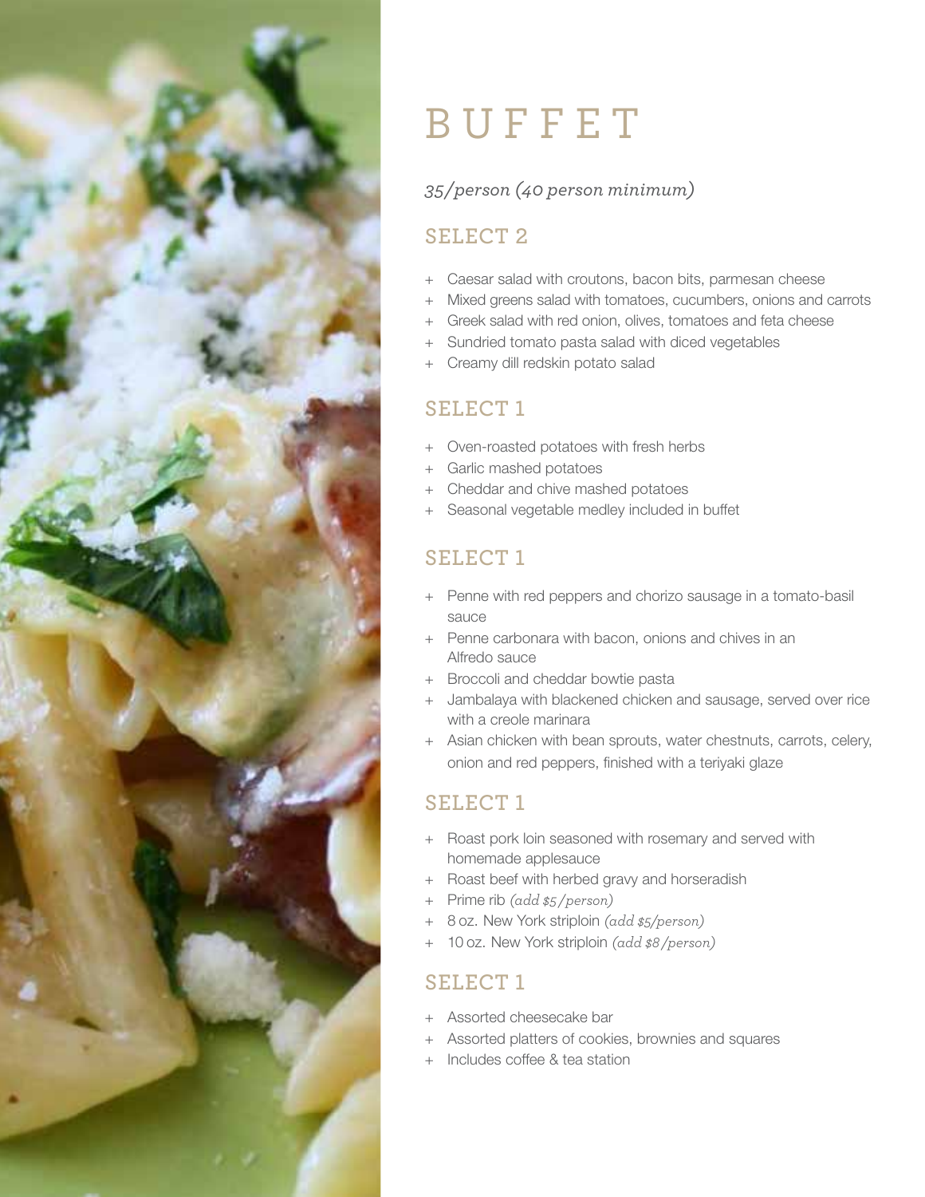# BUFFET

*35/person (40 person minimum)*

## SELECT 2

- Caesar salad with croutons, bacon bits, parmesan cheese
- Mixed greens salad with tomatoes, cucumbers, onions and carrots
- Greek salad with red onion, olives, tomatoes and feta cheese
- Sundried tomato pasta salad with diced vegetables
- Creamy dill redskin potato salad

## SELECT 1

- Oven-roasted potatoes with fresh herbs
- Garlic mashed potatoes
- Cheddar and chive mashed potatoes
- Seasonal vegetable medley included in buffet

## SELECT 1

- Penne with red peppers and chorizo sausage in a tomato-basil sauce
- Penne carbonara with bacon, onions and chives in an Alfredo sauce
- Broccoli and cheddar bowtie pasta
- Jambalaya with blackened chicken and sausage, served over rice with a creole marinara
- Asian chicken with bean sprouts, water chestnuts, carrots, celery, onion and red peppers, finished with a teriyaki glaze

## SELECT 1

- Roast pork loin seasoned with rosemary and served with homemade applesauce
- Roast beef with herbed gravy and horseradish
- Prime rib *(add $5/person)*
- 8 oz. New York striploin *(add $5/person)*
- 10 oz. New York striploin *(add $8/person)*

## SELECT 1

- Assorted cheesecake bar
- Assorted platters of cookies, brownies and squares
- Includes coffee & tea station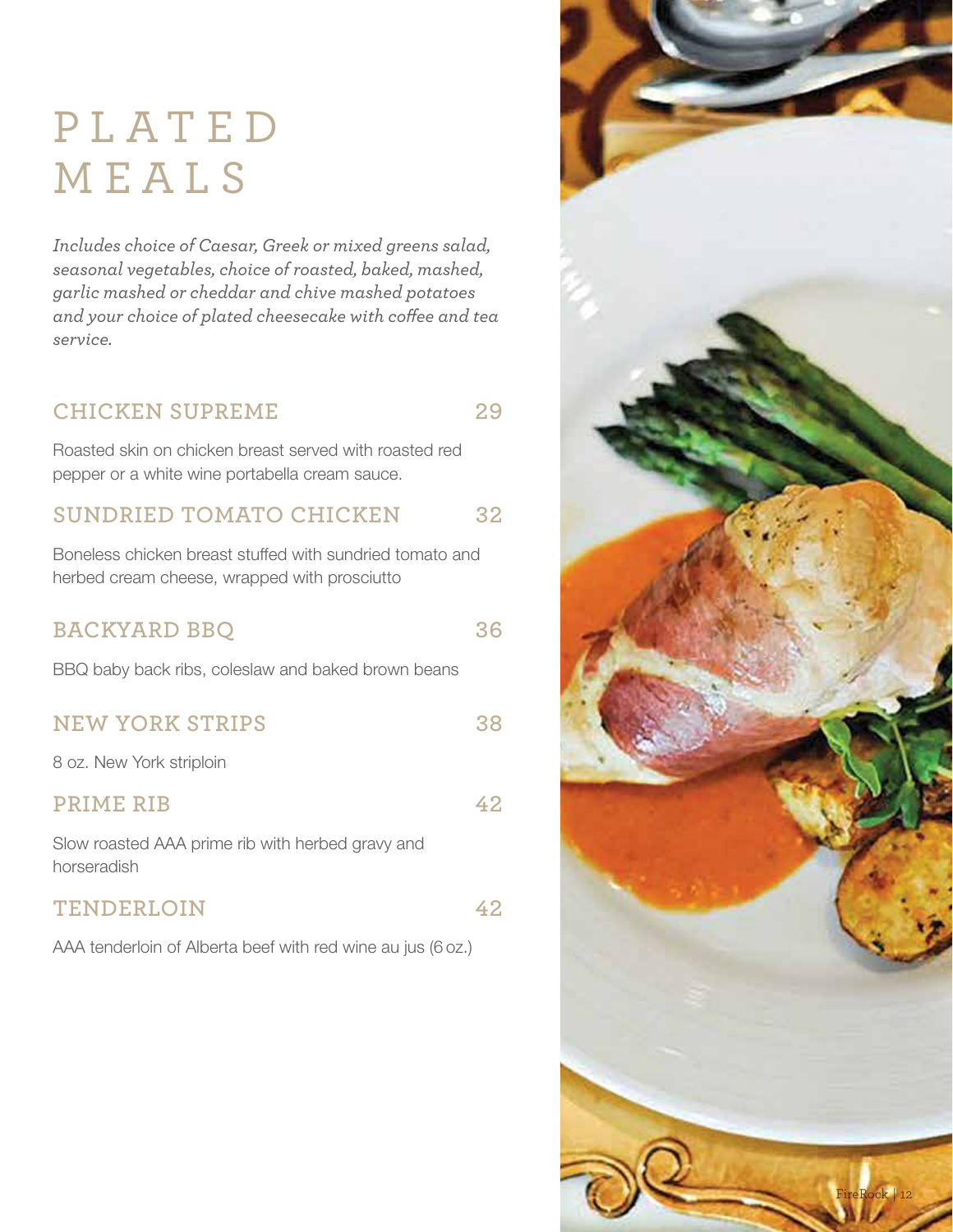# PLATED MEALS

*Includes choice of Caesar, Greek or mixed greens salad, seasonal vegetables, choice of roasted, baked, mashed, garlic mashed or cheddar and chive mashed potatoes and your choice of plated cheesecake with coffee and tea service.*

## CHICKEN SUPREME 29

Roasted skin on chicken breast served with roasted red pepper or a white wine portabella cream sauce.

## SUNDRIED TOMATO CHICKEN 32

Boneless chicken breast stuffed with sundried tomato and herbed cream cheese, wrapped with prosciutto

## BACKYARD BBQ 36

BBQ baby back ribs, coleslaw and baked brown beans

## NEW YORK STRIPS 38

8 oz. New York striploin

## PRIME RIB 42

Slow roasted AAA prime rib with herbed gravy and horseradish

## TENDERLOIN 42

AAA tenderloin of Alberta beef with red wine au jus (6 oz.)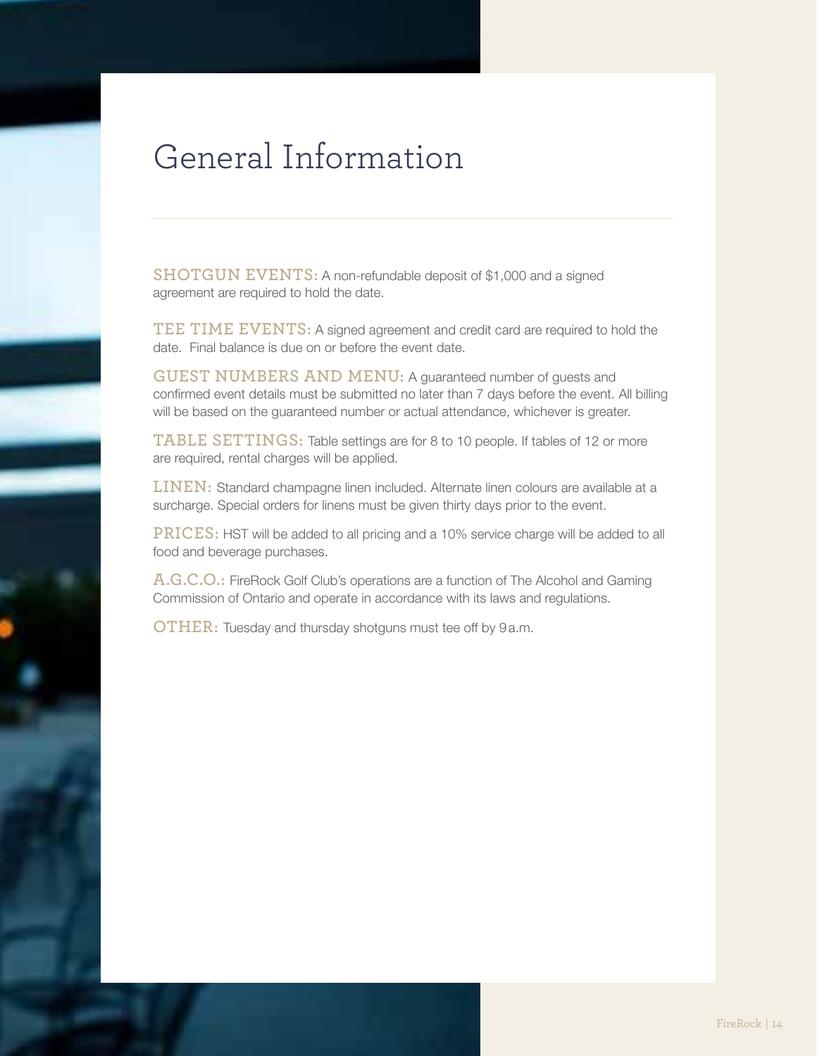# General Information

**SHOTGUN EVENTS:** A non-refundable deposit of $1,000 and a signed agreement are required to hold the date.

**TEE TIME EVENTS:** A signed agreement and credit card are required to hold the date. Final balance is due on or before the event date.

**GUEST NUMBERS AND MENU:** A guaranteed number of guests and confirmed event details must be submitted no later than 7 days before the event. All billing will be based on the guaranteed number or actual attendance, whichever is greater.

**TABLE SETTINGS:** Table settings are for 8 to 10 people. If tables of 12 or more are required, rental charges will be applied.

**LINEN:** Standard champagne linen included. Alternate linen colours are available at a surcharge. Special orders for linens must be given thirty days prior to the event.

**PRICES:** HST will be added to all pricing and a 10% service charge will be added to all food and beverage purchases.

**A.G.C.O.:** FireRock Golf Club's operations are a function of The Alcohol and Gaming Commission of Ontario and operate in accordance with its laws and regulations.

**OTHER:** Tuesday and thursday shotguns must tee off by 9 a.m.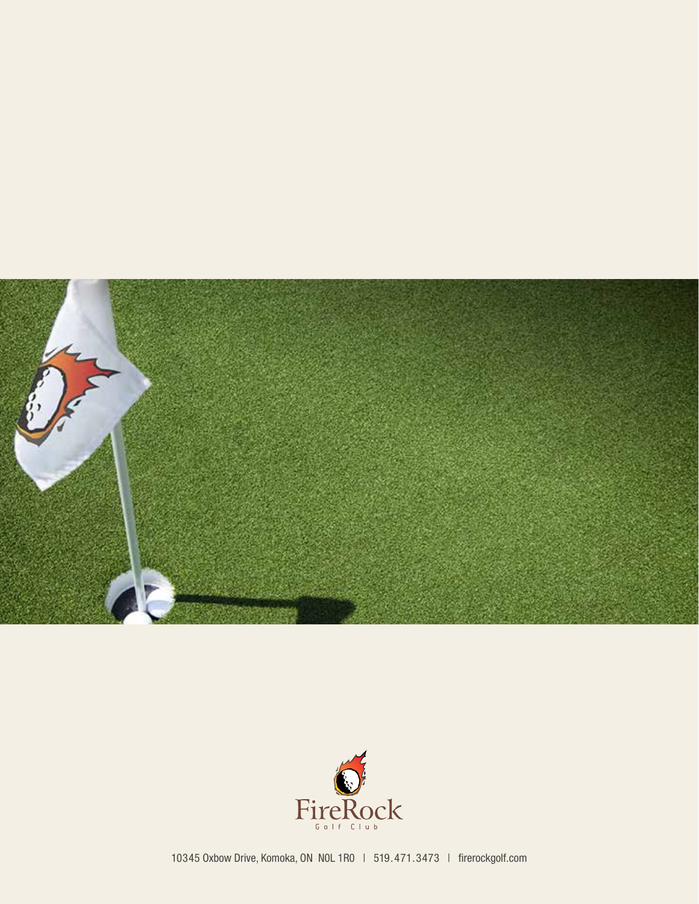FireRock

Golf Club

10345 Oxbow Drive, Komoka, ON N0L 1R0 | 519.471.3473 | firerockgolf.com